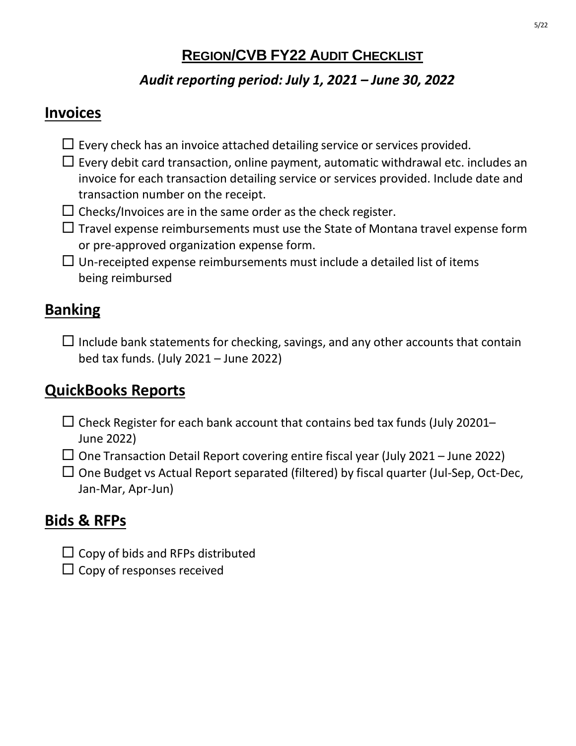# Region/CVB FY22 Audit Checklist

***Audit reporting period: July 1, 2021 – June 30, 2022***

## Invoices

- ☐ Every check has an invoice attached detailing service or services provided.
- ☐ Every debit card transaction, online payment, automatic withdrawal etc. includes an invoice for each transaction detailing service or services provided. Include date and transaction number on the receipt.
- ☐ Checks/Invoices are in the same order as the check register.
- ☐ Travel expense reimbursements must use the State of Montana travel expense form or pre-approved organization expense form.
- ☐ Un-receipted expense reimbursements must include a detailed list of items being reimbursed

## Banking

- ☐ Include bank statements for checking, savings, and any other accounts that contain bed tax funds. (July 2021 – June 2022)

## QuickBooks Reports

- ☐ Check Register for each bank account that contains bed tax funds (July 20201– June 2022)
- ☐ One Transaction Detail Report covering entire fiscal year (July 2021 – June 2022)
- ☐ One Budget vs Actual Report separated (filtered) by fiscal quarter (Jul-Sep, Oct-Dec, Jan-Mar, Apr-Jun)

## Bids & RFPs

- ☐ Copy of bids and RFPs distributed
- ☐ Copy of responses received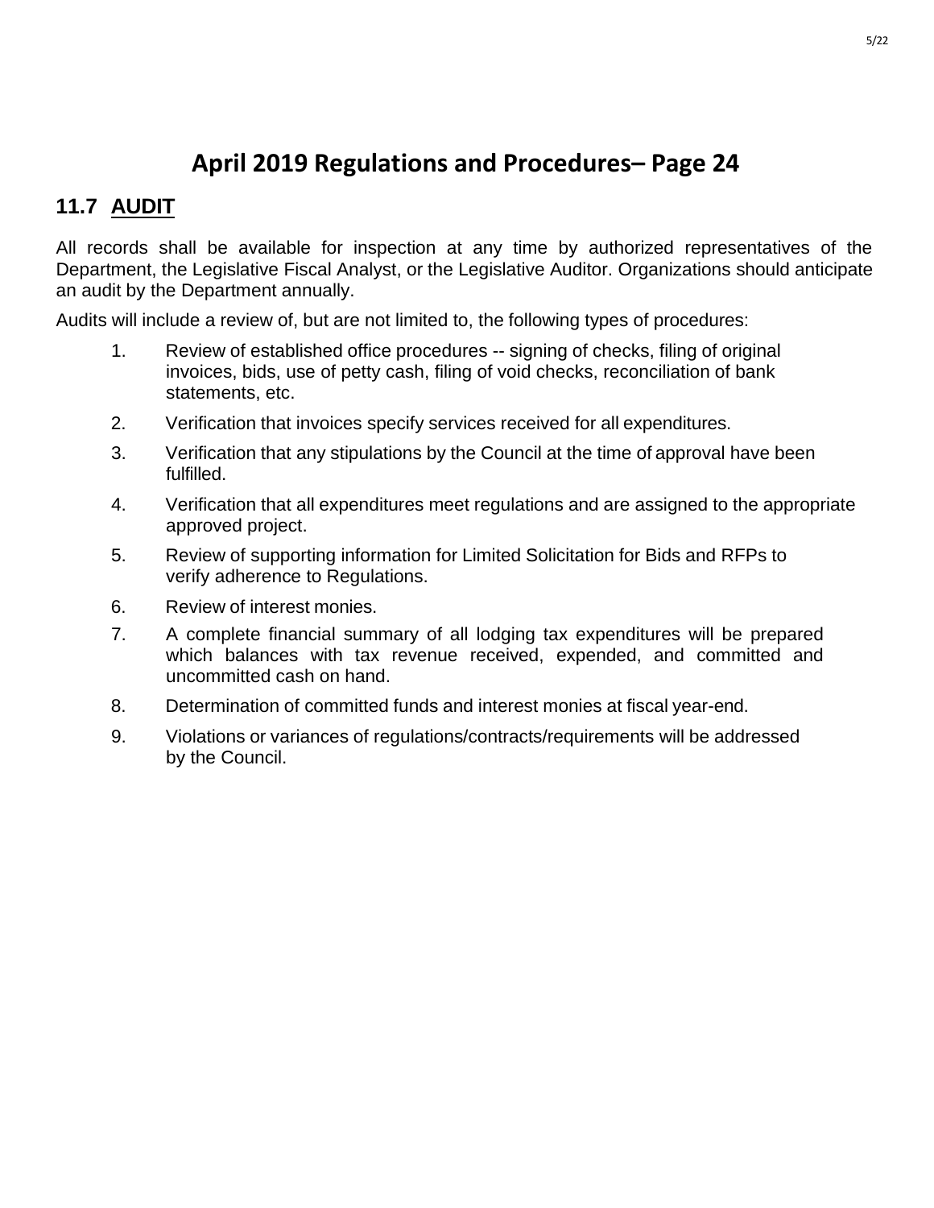# April 2019 Regulations and Procedures– Page 24

## 11.7 AUDIT

All records shall be available for inspection at any time by authorized representatives of the Department, the Legislative Fiscal Analyst, or the Legislative Auditor. Organizations should anticipate an audit by the Department annually.

Audits will include a review of, but are not limited to, the following types of procedures:

1. Review of established office procedures -- signing of checks, filing of original invoices, bids, use of petty cash, filing of void checks, reconciliation of bank statements, etc.
2. Verification that invoices specify services received for all expenditures.
3. Verification that any stipulations by the Council at the time of approval have been fulfilled.
4. Verification that all expenditures meet regulations and are assigned to the appropriate approved project.
5. Review of supporting information for Limited Solicitation for Bids and RFPs to verify adherence to Regulations.
6. Review of interest monies.
7. A complete financial summary of all lodging tax expenditures will be prepared which balances with tax revenue received, expended, and committed and uncommitted cash on hand.
8. Determination of committed funds and interest monies at fiscal year-end.
9. Violations or variances of regulations/contracts/requirements will be addressed by the Council.